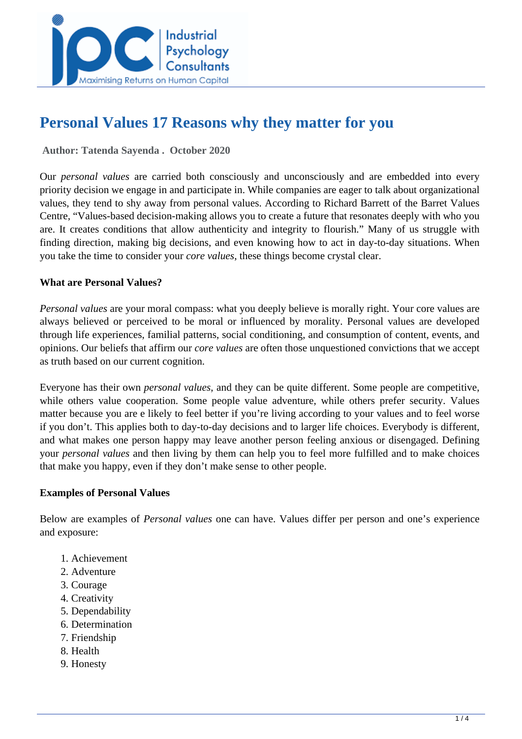# Personal Values 17 Reasons why they matter for you

**Author: Tatenda Sayenda . October 2020**

Our *personal values* are carried both consciously and unconsciously and are embedded into every priority decision we engage in and participate in. While companies are eager to talk about organizational values, they tend to shy away from personal values. According to Richard Barrett of the Barret Values Centre, "Values-based decision-making allows you to create a future that resonates deeply with who you are. It creates conditions that allow authenticity and integrity to flourish." Many of us struggle with finding direction, making big decisions, and even knowing how to act in day-to-day situations. When you take the time to consider your *core values*, these things become crystal clear.

### What are Personal Values?

*Personal values* are your moral compass: what you deeply believe is morally right. Your core values are always believed or perceived to be moral or influenced by morality. Personal values are developed through life experiences, familial patterns, social conditioning, and consumption of content, events, and opinions. Our beliefs that affirm our *core values* are often those unquestioned convictions that we accept as truth based on our current cognition.

Everyone has their own *personal values*, and they can be quite different. Some people are competitive, while others value cooperation. Some people value adventure, while others prefer security. Values matter because you are e likely to feel better if you're living according to your values and to feel worse if you don't. This applies both to day-to-day decisions and to larger life choices. Everybody is different, and what makes one person happy may leave another person feeling anxious or disengaged. Defining your *personal values* and then living by them can help you to feel more fulfilled and to make choices that make you happy, even if they don't make sense to other people.

### Examples of Personal Values

Below are examples of *Personal values* one can have. Values differ per person and one's experience and exposure:

1. Achievement
2. Adventure
3. Courage
4. Creativity
5. Dependability
6. Determination
7. Friendship
8. Health
9. Honesty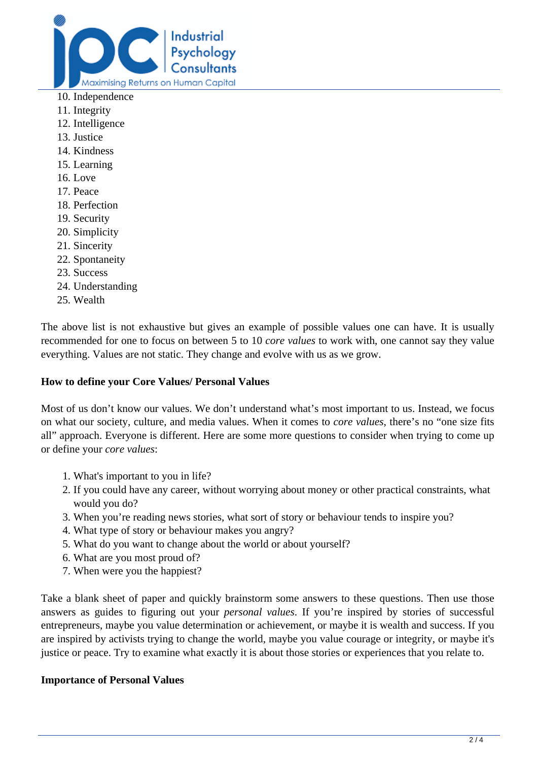10. Independence
11. Integrity
12. Intelligence
13. Justice
14. Kindness
15. Learning
16. Love
17. Peace
18. Perfection
19. Security
20. Simplicity
21. Sincerity
22. Spontaneity
23. Success
24. Understanding
25. Wealth

The above list is not exhaustive but gives an example of possible values one can have. It is usually recommended for one to focus on between 5 to 10 *core values* to work with, one cannot say they value everything. Values are not static. They change and evolve with us as we grow.

**How to define your Core Values/ Personal Values**

Most of us don't know our values. We don't understand what's most important to us. Instead, we focus on what our society, culture, and media values. When it comes to *core values*, there's no "one size fits all" approach. Everyone is different. Here are some more questions to consider when trying to come up or define your *core values*:

1. What's important to you in life?
2. If you could have any career, without worrying about money or other practical constraints, what would you do?
3. When you're reading news stories, what sort of story or behaviour tends to inspire you?
4. What type of story or behaviour makes you angry?
5. What do you want to change about the world or about yourself?
6. What are you most proud of?
7. When were you the happiest?

Take a blank sheet of paper and quickly brainstorm some answers to these questions. Then use those answers as guides to figuring out your *personal values*. If you're inspired by stories of successful entrepreneurs, maybe you value determination or achievement, or maybe it is wealth and success. If you are inspired by activists trying to change the world, maybe you value courage or integrity, or maybe it's justice or peace. Try to examine what exactly it is about those stories or experiences that you relate to.

**Importance of Personal Values**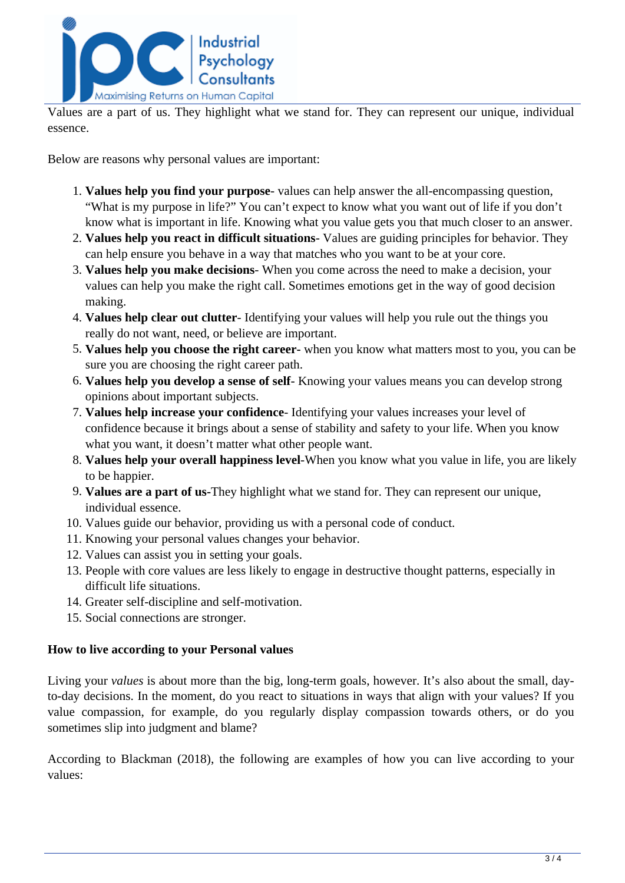Values are a part of us. They highlight what we stand for. They can represent our unique, individual essence.

Below are reasons why personal values are important:

1. **Values help you find your purpose**- values can help answer the all-encompassing question, "What is my purpose in life?" You can't expect to know what you want out of life if you don't know what is important in life. Knowing what you value gets you that much closer to an answer.
2. **Values help you react in difficult situations**- Values are guiding principles for behavior. They can help ensure you behave in a way that matches who you want to be at your core.
3. **Values help you make decisions**- When you come across the need to make a decision, your values can help you make the right call. Sometimes emotions get in the way of good decision making.
4. **Values help clear out clutter**- Identifying your values will help you rule out the things you really do not want, need, or believe are important.
5. **Values help you choose the right career-** when you know what matters most to you, you can be sure you are choosing the right career path.
6. **Values help you develop a sense of self**- Knowing your values means you can develop strong opinions about important subjects.
7. **Values help increase your confidence**- Identifying your values increases your level of confidence because it brings about a sense of stability and safety to your life. When you know what you want, it doesn't matter what other people want.
8. **Values help your overall happiness level**-When you know what you value in life, you are likely to be happier.
9. **Values are a part of us-**They highlight what we stand for. They can represent our unique, individual essence.
10. Values guide our behavior, providing us with a personal code of conduct.
11. Knowing your personal values changes your behavior.
12. Values can assist you in setting your goals.
13. People with core values are less likely to engage in destructive thought patterns, especially in difficult life situations.
14. Greater self-discipline and self-motivation.
15. Social connections are stronger.

**How to live according to your Personal values**

Living your *values* is about more than the big, long-term goals, however. It's also about the small, day-to-day decisions. In the moment, do you react to situations in ways that align with your values? If you value compassion, for example, do you regularly display compassion towards others, or do you sometimes slip into judgment and blame?

According to Blackman (2018), the following are examples of how you can live according to your values: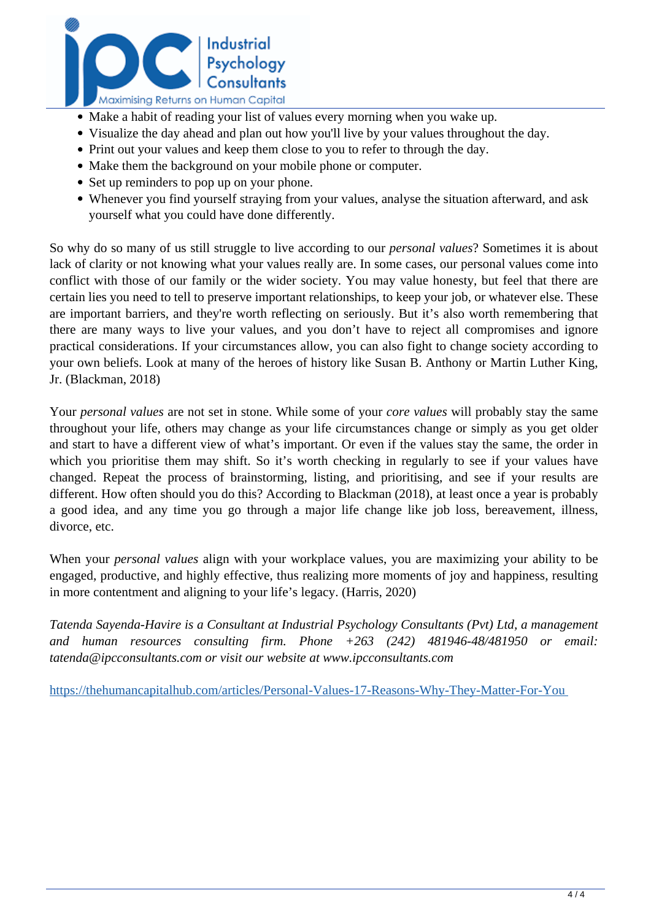- Make a habit of reading your list of values every morning when you wake up.
- Visualize the day ahead and plan out how you'll live by your values throughout the day.
- Print out your values and keep them close to you to refer to through the day.
- Make them the background on your mobile phone or computer.
- Set up reminders to pop up on your phone.
- Whenever you find yourself straying from your values, analyse the situation afterward, and ask yourself what you could have done differently.

So why do so many of us still struggle to live according to our *personal values*? Sometimes it is about lack of clarity or not knowing what your values really are. In some cases, our personal values come into conflict with those of our family or the wider society. You may value honesty, but feel that there are certain lies you need to tell to preserve important relationships, to keep your job, or whatever else. These are important barriers, and they're worth reflecting on seriously. But it's also worth remembering that there are many ways to live your values, and you don't have to reject all compromises and ignore practical considerations. If your circumstances allow, you can also fight to change society according to your own beliefs. Look at many of the heroes of history like Susan B. Anthony or Martin Luther King, Jr. (Blackman, 2018)

Your *personal values* are not set in stone. While some of your *core values* will probably stay the same throughout your life, others may change as your life circumstances change or simply as you get older and start to have a different view of what's important. Or even if the values stay the same, the order in which you prioritise them may shift. So it's worth checking in regularly to see if your values have changed. Repeat the process of brainstorming, listing, and prioritising, and see if your results are different. How often should you do this? According to Blackman (2018), at least once a year is probably a good idea, and any time you go through a major life change like job loss, bereavement, illness, divorce, etc.

When your *personal values* align with your workplace values, you are maximizing your ability to be engaged, productive, and highly effective, thus realizing more moments of joy and happiness, resulting in more contentment and aligning to your life's legacy. (Harris, 2020)

*Tatenda Sayenda-Havire is a Consultant at Industrial Psychology Consultants (Pvt) Ltd, a management and human resources consulting firm. Phone +263 (242) 481946-48/481950 or email: tatenda@ipcconsultants.com or visit our website at www.ipcconsultants.com*

https://thehumancapitalhub.com/articles/Personal-Values-17-Reasons-Why-They-Matter-For-You